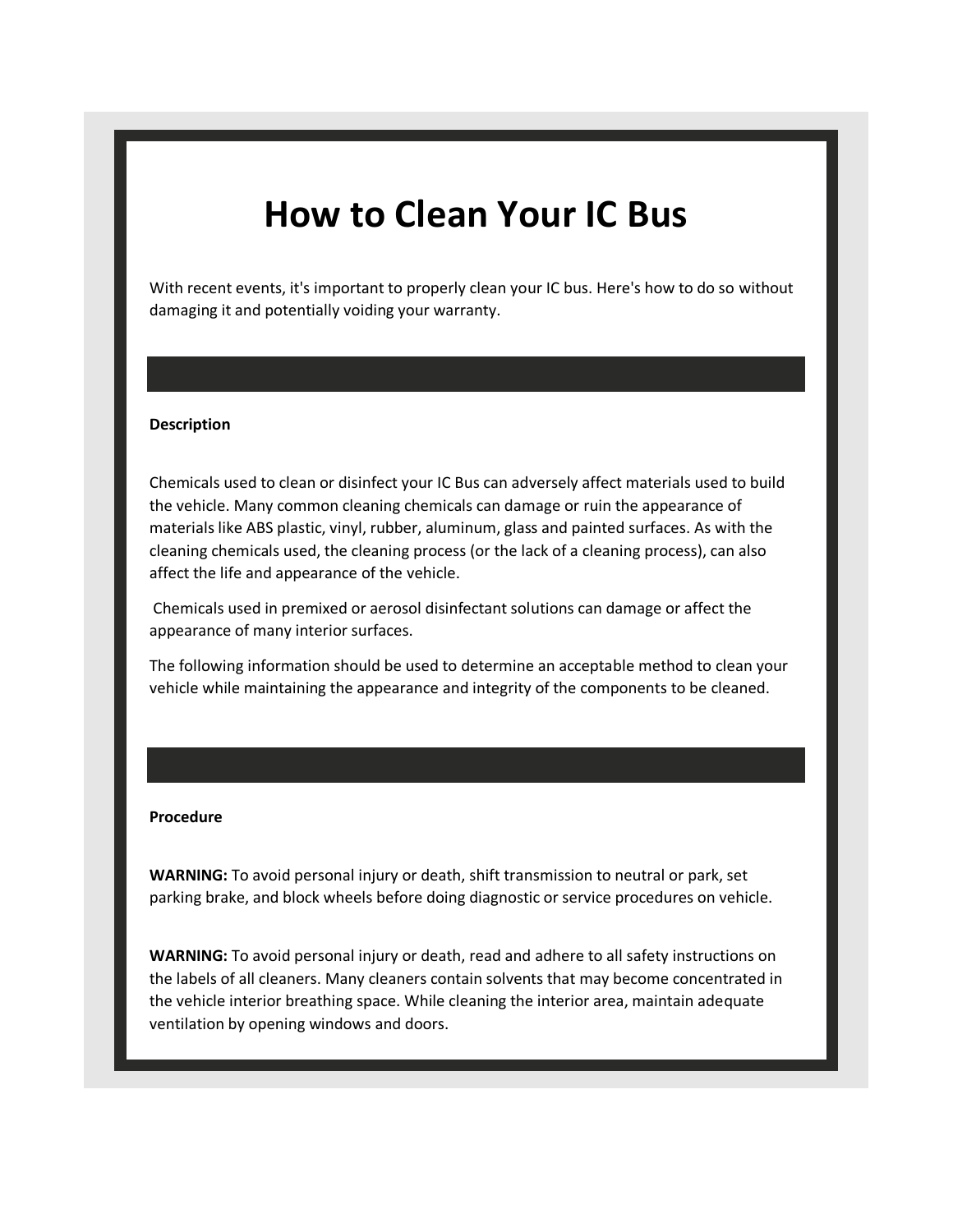# How to Clean Your IC Bus

With recent events, it's important to properly clean your IC bus. Here's how to do so without damaging it and potentially voiding your warranty.

**Description**

Chemicals used to clean or disinfect your IC Bus can adversely affect materials used to build the vehicle. Many common cleaning chemicals can damage or ruin the appearance of materials like ABS plastic, vinyl, rubber, aluminum, glass and painted surfaces. As with the cleaning chemicals used, the cleaning process (or the lack of a cleaning process), can also affect the life and appearance of the vehicle.

Chemicals used in premixed or aerosol disinfectant solutions can damage or affect the appearance of many interior surfaces.

The following information should be used to determine an acceptable method to clean your vehicle while maintaining the appearance and integrity of the components to be cleaned.

**Procedure**

**WARNING:** To avoid personal injury or death, shift transmission to neutral or park, set parking brake, and block wheels before doing diagnostic or service procedures on vehicle.

**WARNING:** To avoid personal injury or death, read and adhere to all safety instructions on the labels of all cleaners. Many cleaners contain solvents that may become concentrated in the vehicle interior breathing space. While cleaning the interior area, maintain adequate ventilation by opening windows and doors.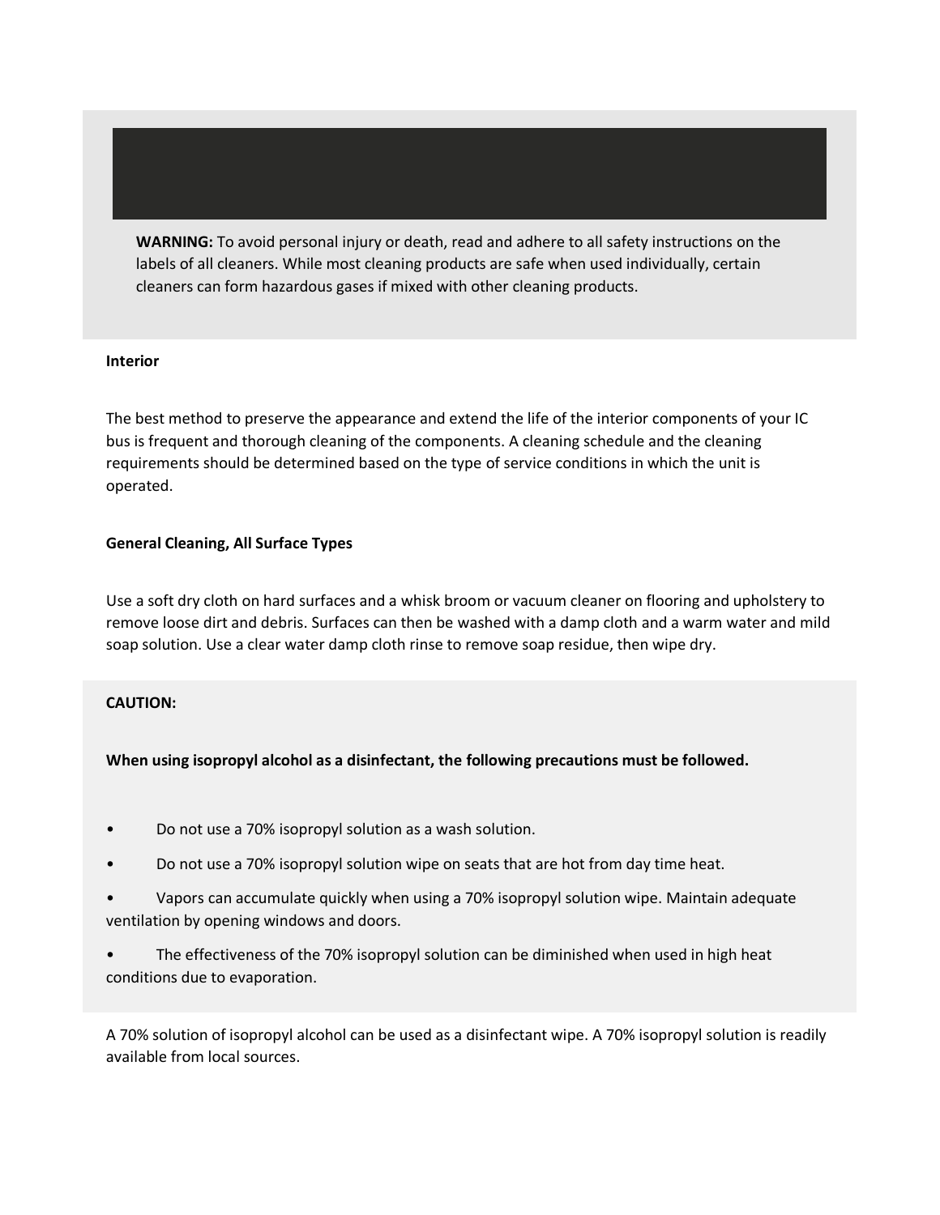**WARNING:** To avoid personal injury or death, read and adhere to all safety instructions on the labels of all cleaners. While most cleaning products are safe when used individually, certain cleaners can form hazardous gases if mixed with other cleaning products.

**Interior**

The best method to preserve the appearance and extend the life of the interior components of your IC bus is frequent and thorough cleaning of the components. A cleaning schedule and the cleaning requirements should be determined based on the type of service conditions in which the unit is operated.

**General Cleaning, All Surface Types**

Use a soft dry cloth on hard surfaces and a whisk broom or vacuum cleaner on flooring and upholstery to remove loose dirt and debris. Surfaces can then be washed with a damp cloth and a warm water and mild soap solution. Use a clear water damp cloth rinse to remove soap residue, then wipe dry.

**CAUTION:**

**When using isopropyl alcohol as a disinfectant, the following precautions must be followed.**

- Do not use a 70% isopropyl solution as a wash solution.
- Do not use a 70% isopropyl solution wipe on seats that are hot from day time heat.
- Vapors can accumulate quickly when using a 70% isopropyl solution wipe. Maintain adequate ventilation by opening windows and doors.
- The effectiveness of the 70% isopropyl solution can be diminished when used in high heat conditions due to evaporation.

A 70% solution of isopropyl alcohol can be used as a disinfectant wipe. A 70% isopropyl solution is readily available from local sources.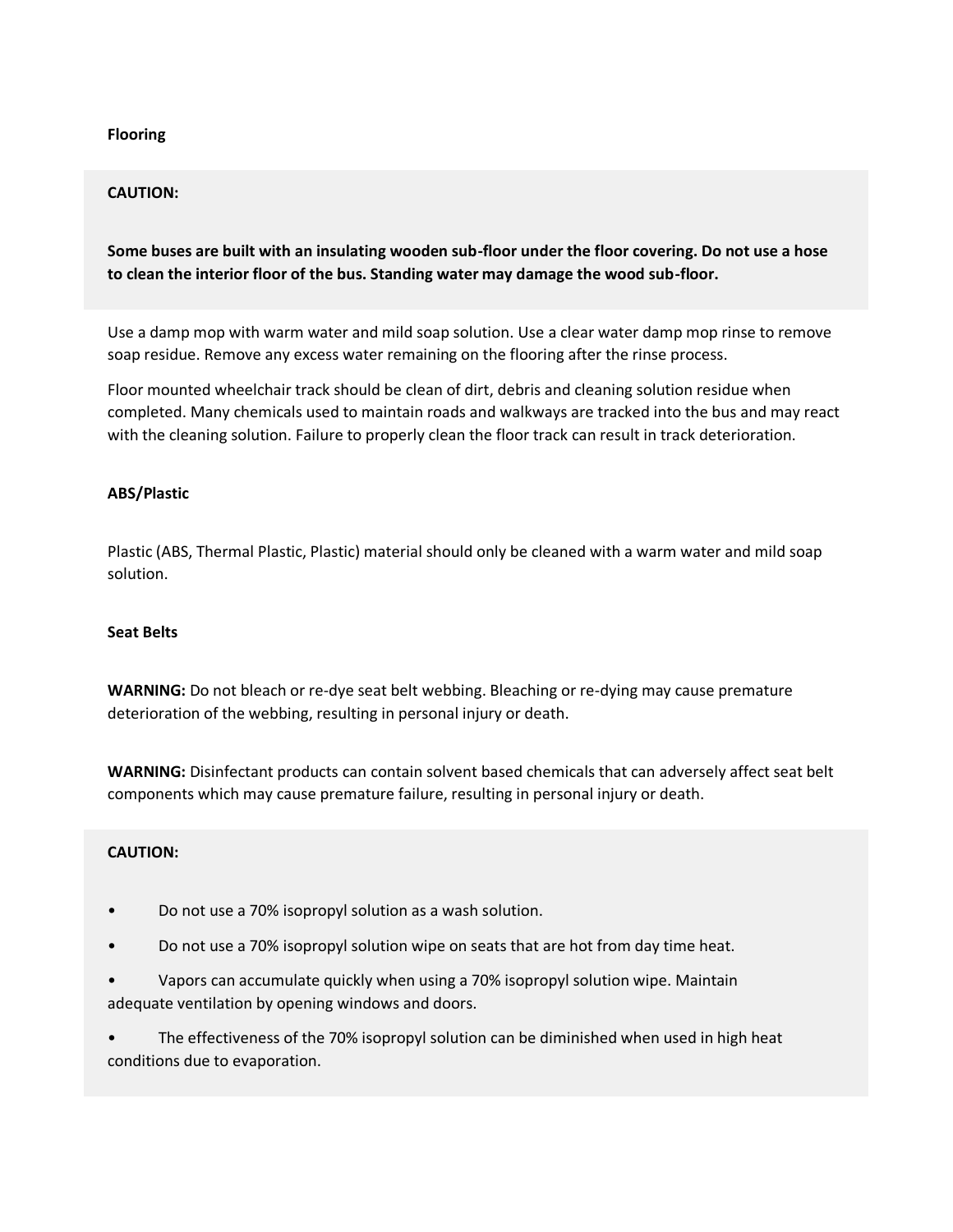**Flooring**

> **CAUTION:**
>
> **Some buses are built with an insulating wooden sub-floor under the floor covering. Do not use a hose to clean the interior floor of the bus. Standing water may damage the wood sub-floor.**

Use a damp mop with warm water and mild soap solution. Use a clear water damp mop rinse to remove soap residue. Remove any excess water remaining on the flooring after the rinse process.

Floor mounted wheelchair track should be clean of dirt, debris and cleaning solution residue when completed. Many chemicals used to maintain roads and walkways are tracked into the bus and may react with the cleaning solution. Failure to properly clean the floor track can result in track deterioration.

**ABS/Plastic**

Plastic (ABS, Thermal Plastic, Plastic) material should only be cleaned with a warm water and mild soap solution.

**Seat Belts**

**WARNING:** Do not bleach or re-dye seat belt webbing. Bleaching or re-dying may cause premature deterioration of the webbing, resulting in personal injury or death.

**WARNING:** Disinfectant products can contain solvent based chemicals that can adversely affect seat belt components which may cause premature failure, resulting in personal injury or death.

> **CAUTION:**
>
> - Do not use a 70% isopropyl solution as a wash solution.
> - Do not use a 70% isopropyl solution wipe on seats that are hot from day time heat.
> - Vapors can accumulate quickly when using a 70% isopropyl solution wipe. Maintain adequate ventilation by opening windows and doors.
> - The effectiveness of the 70% isopropyl solution can be diminished when used in high heat conditions due to evaporation.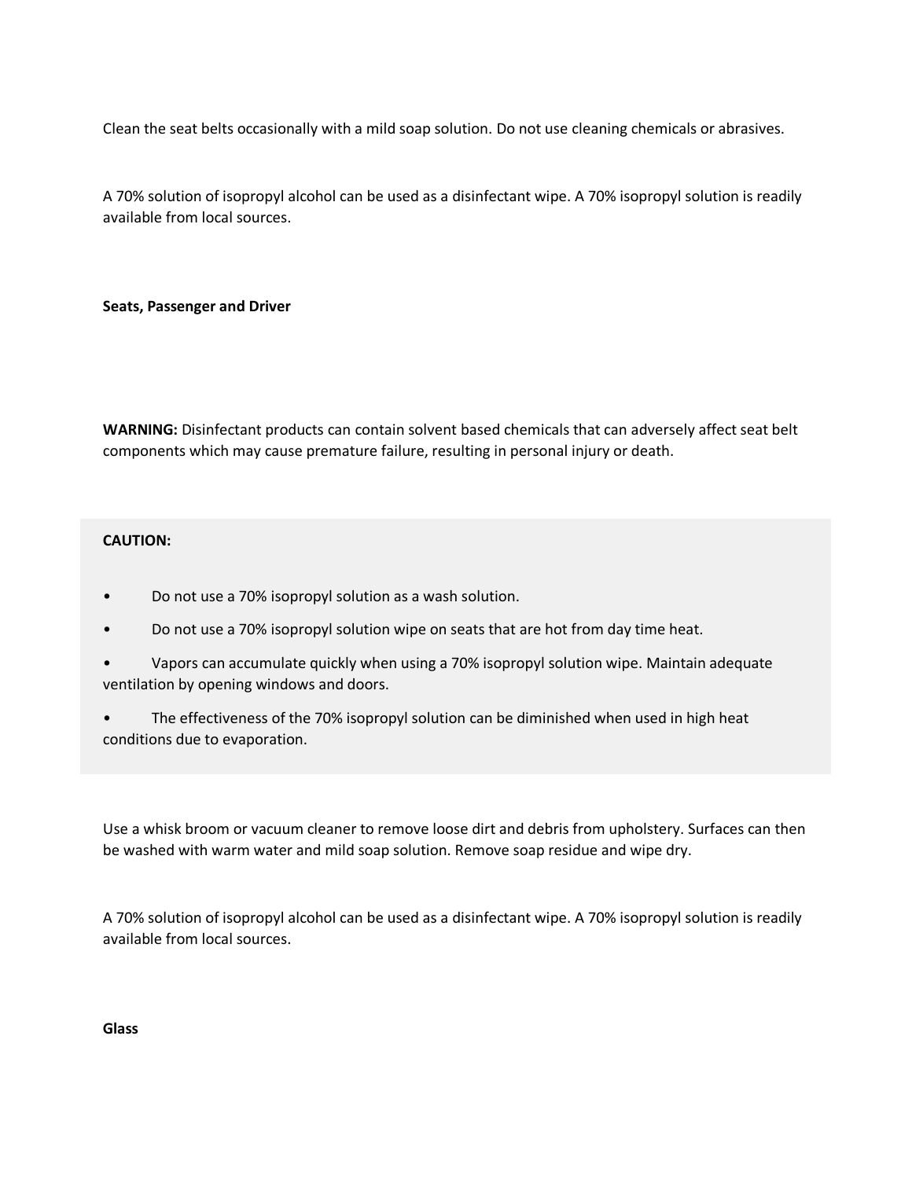Clean the seat belts occasionally with a mild soap solution. Do not use cleaning chemicals or abrasives.

A 70% solution of isopropyl alcohol can be used as a disinfectant wipe. A 70% isopropyl solution is readily available from local sources.

**Seats, Passenger and Driver**

**WARNING:** Disinfectant products can contain solvent based chemicals that can adversely affect seat belt components which may cause premature failure, resulting in personal injury or death.

**CAUTION:**

- Do not use a 70% isopropyl solution as a wash solution.
- Do not use a 70% isopropyl solution wipe on seats that are hot from day time heat.
- Vapors can accumulate quickly when using a 70% isopropyl solution wipe. Maintain adequate ventilation by opening windows and doors.
- The effectiveness of the 70% isopropyl solution can be diminished when used in high heat conditions due to evaporation.

Use a whisk broom or vacuum cleaner to remove loose dirt and debris from upholstery. Surfaces can then be washed with warm water and mild soap solution. Remove soap residue and wipe dry.

A 70% solution of isopropyl alcohol can be used as a disinfectant wipe. A 70% isopropyl solution is readily available from local sources.

**Glass**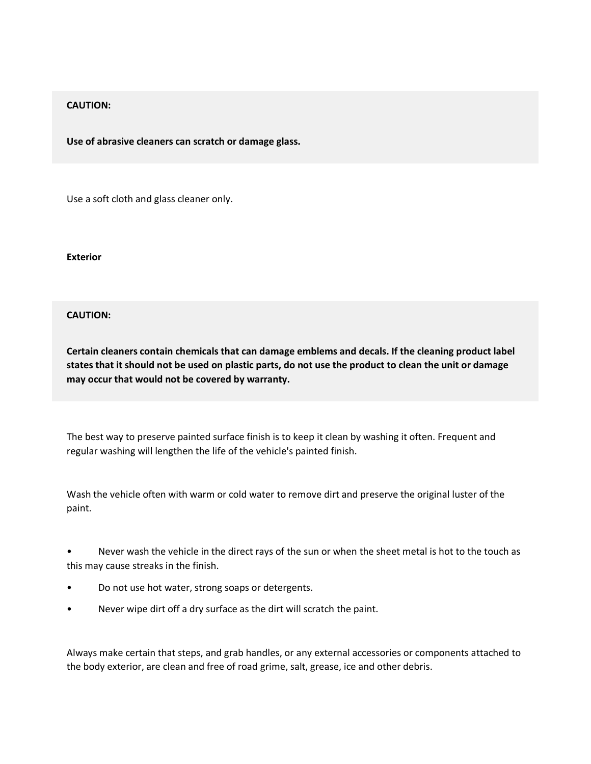**CAUTION:**

**Use of abrasive cleaners can scratch or damage glass.**

Use a soft cloth and glass cleaner only.

**Exterior**

**CAUTION:**

**Certain cleaners contain chemicals that can damage emblems and decals. If the cleaning product label states that it should not be used on plastic parts, do not use the product to clean the unit or damage may occur that would not be covered by warranty.**

The best way to preserve painted surface finish is to keep it clean by washing it often. Frequent and regular washing will lengthen the life of the vehicle's painted finish.

Wash the vehicle often with warm or cold water to remove dirt and preserve the original luster of the paint.

- Never wash the vehicle in the direct rays of the sun or when the sheet metal is hot to the touch as this may cause streaks in the finish.
- Do not use hot water, strong soaps or detergents.
- Never wipe dirt off a dry surface as the dirt will scratch the paint.

Always make certain that steps, and grab handles, or any external accessories or components attached to the body exterior, are clean and free of road grime, salt, grease, ice and other debris.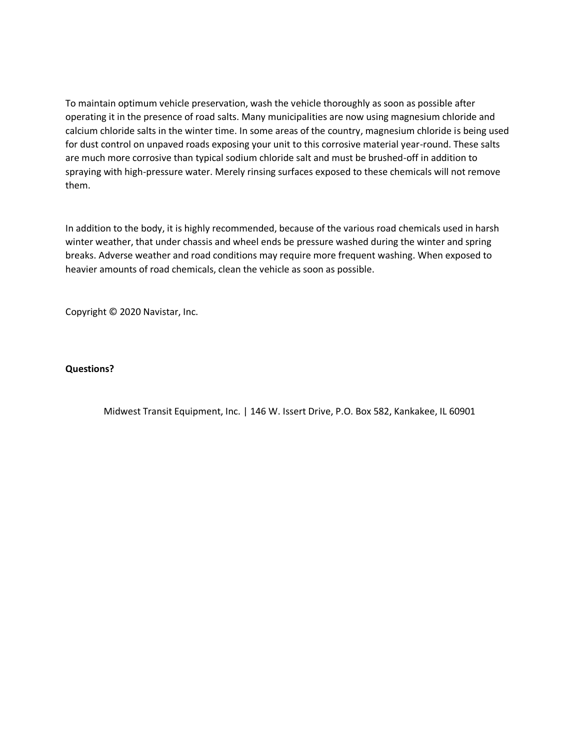To maintain optimum vehicle preservation, wash the vehicle thoroughly as soon as possible after operating it in the presence of road salts. Many municipalities are now using magnesium chloride and calcium chloride salts in the winter time. In some areas of the country, magnesium chloride is being used for dust control on unpaved roads exposing your unit to this corrosive material year-round. These salts are much more corrosive than typical sodium chloride salt and must be brushed-off in addition to spraying with high-pressure water. Merely rinsing surfaces exposed to these chemicals will not remove them.

In addition to the body, it is highly recommended, because of the various road chemicals used in harsh winter weather, that under chassis and wheel ends be pressure washed during the winter and spring breaks. Adverse weather and road conditions may require more frequent washing. When exposed to heavier amounts of road chemicals, clean the vehicle as soon as possible.

Copyright © 2020 Navistar, Inc.

**Questions?**

Midwest Transit Equipment, Inc. | 146 W. Issert Drive, P.O. Box 582, Kankakee, IL 60901